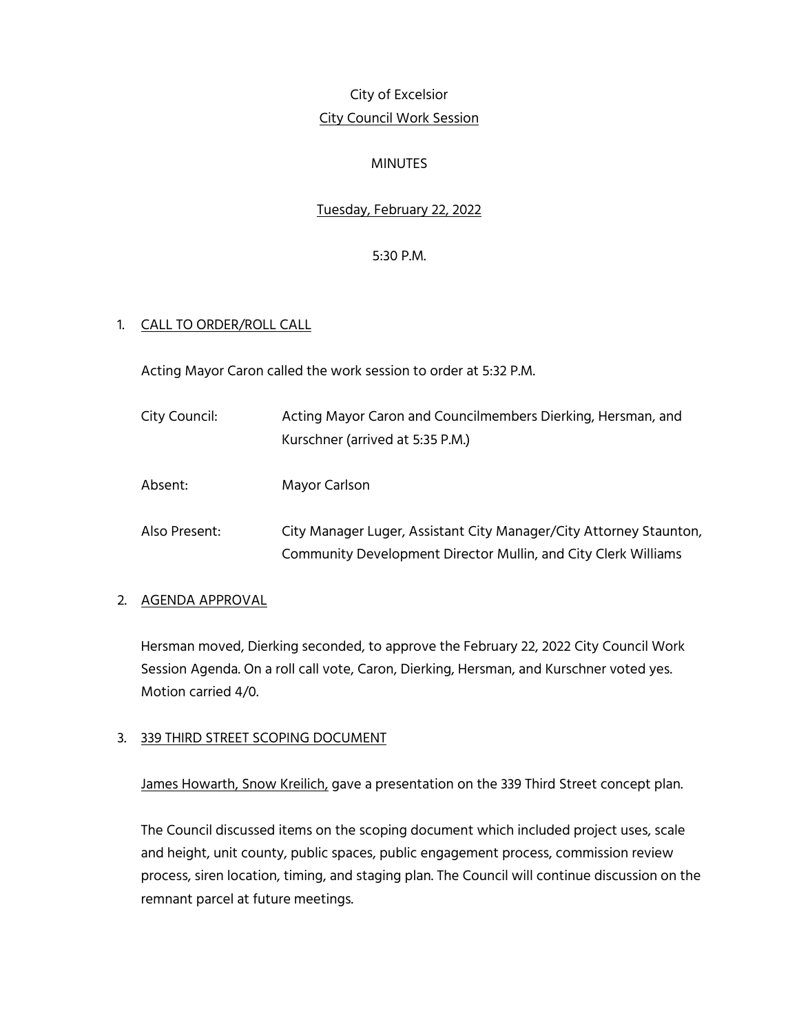City of Excelsior

City Council Work Session

MINUTES

Tuesday, February 22, 2022

5:30 P.M.

1. CALL TO ORDER/ROLL CALL

   Acting Mayor Caron called the work session to order at 5:32 P.M.

   | | |
   |---|---|
   | City Council: | Acting Mayor Caron and Councilmembers Dierking, Hersman, and Kurschner (arrived at 5:35 P.M.) |
   | Absent: | Mayor Carlson |
   | Also Present: | City Manager Luger, Assistant City Manager/City Attorney Staunton, Community Development Director Mullin, and City Clerk Williams |

2. AGENDA APPROVAL

   Hersman moved, Dierking seconded, to approve the February 22, 2022 City Council Work Session Agenda. On a roll call vote, Caron, Dierking, Hersman, and Kurschner voted yes. Motion carried 4/0.

3. 339 THIRD STREET SCOPING DOCUMENT

   James Howarth, Snow Kreilich, gave a presentation on the 339 Third Street concept plan.

   The Council discussed items on the scoping document which included project uses, scale and height, unit county, public spaces, public engagement process, commission review process, siren location, timing, and staging plan. The Council will continue discussion on the remnant parcel at future meetings.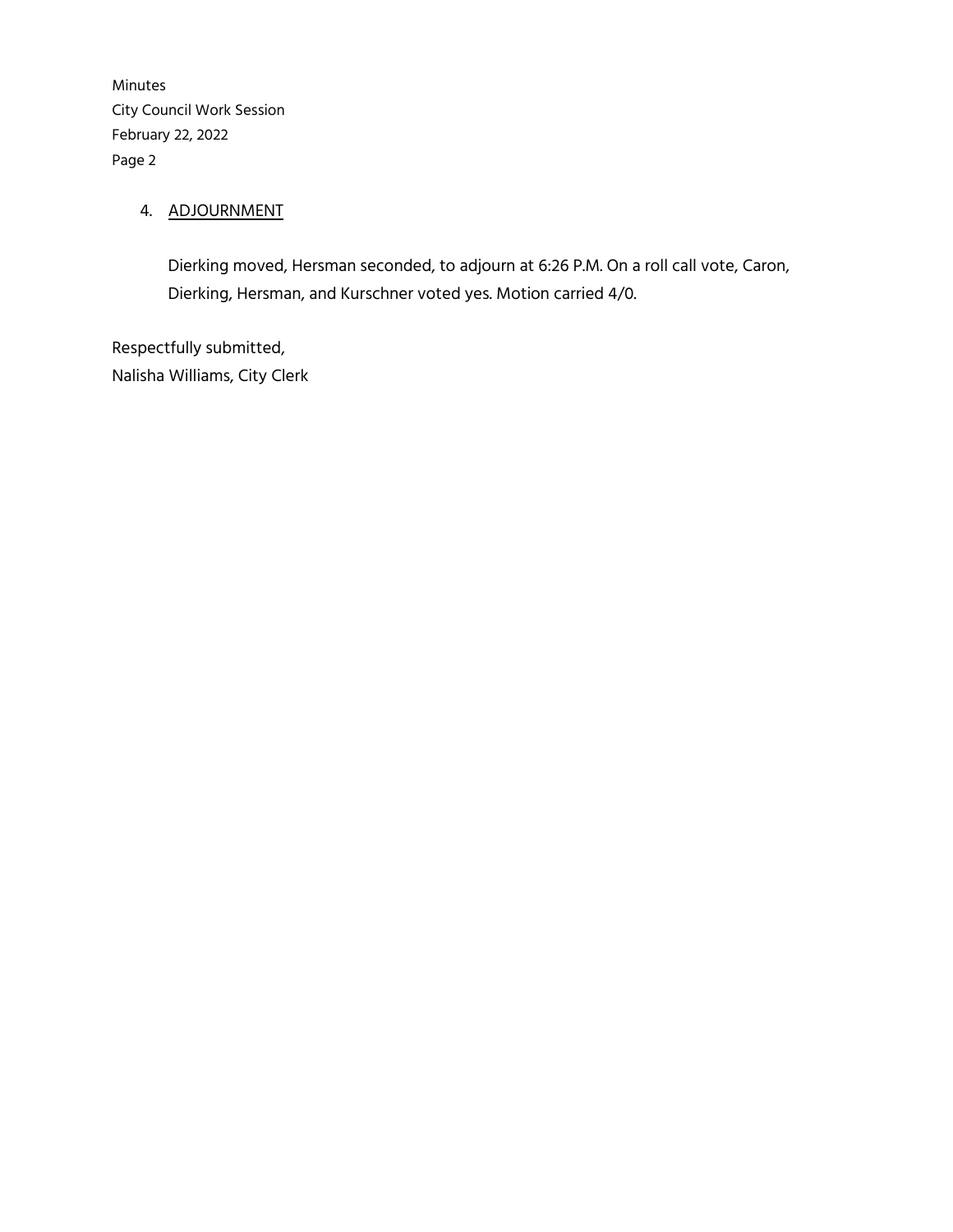4. ADJOURNMENT

   Dierking moved, Hersman seconded, to adjourn at 6:26 P.M. On a roll call vote, Caron, Dierking, Hersman, and Kurschner voted yes. Motion carried 4/0.

Respectfully submitted,
Nalisha Williams, City Clerk